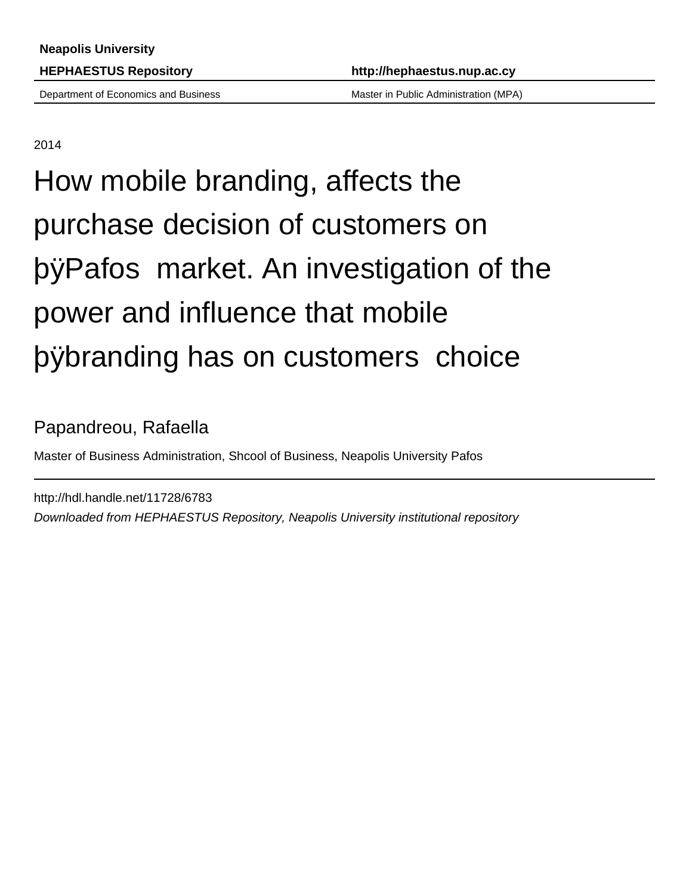**Neapolis University**

**HEPHAESTUS Repository** **http://hephaestus.nup.ac.cy**

Department of Economics and Business Master in Public Administration (MPA)

2014

# How mobile branding, affects the purchase decision of customers on þÿPafos market. An investigation of the power and influence that mobile þÿbranding has on customers choice

Papandreou, Rafaella

Master of Business Administration, Shcool of Business, Neapolis University Pafos

http://hdl.handle.net/11728/6783

*Downloaded from HEPHAESTUS Repository, Neapolis University institutional repository*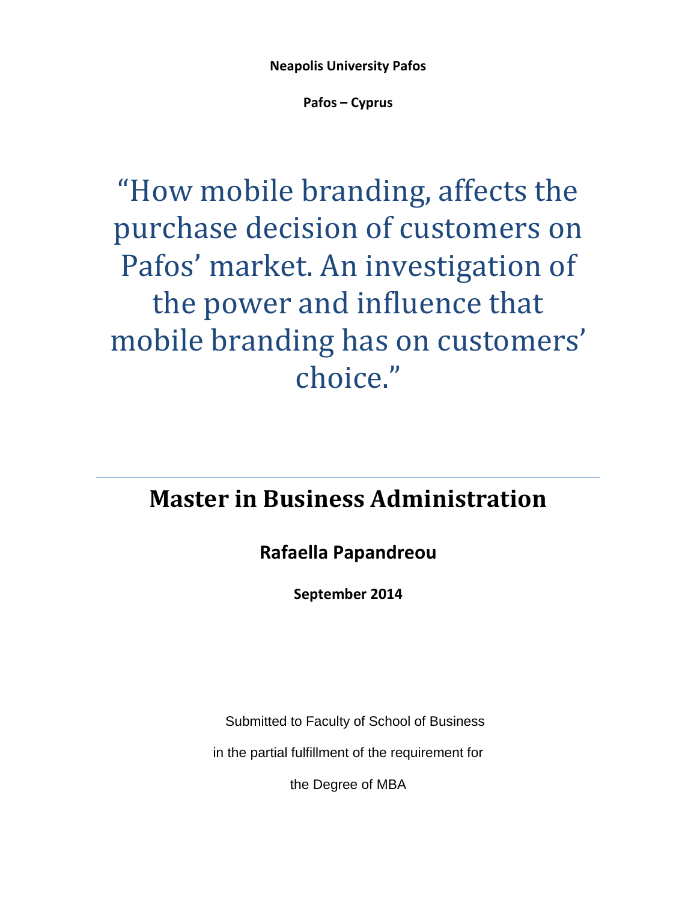**Neapolis University Pafos**

**Pafos – Cyprus**

# "How mobile branding, affects the purchase decision of customers on Pafos' market. An investigation of the power and influence that mobile branding has on customers' choice."

---

## Master in Business Administration

### Rafaella Papandreou

**September 2014**

Submitted to Faculty of School of Business

in the partial fulfillment of the requirement for

the Degree of MBA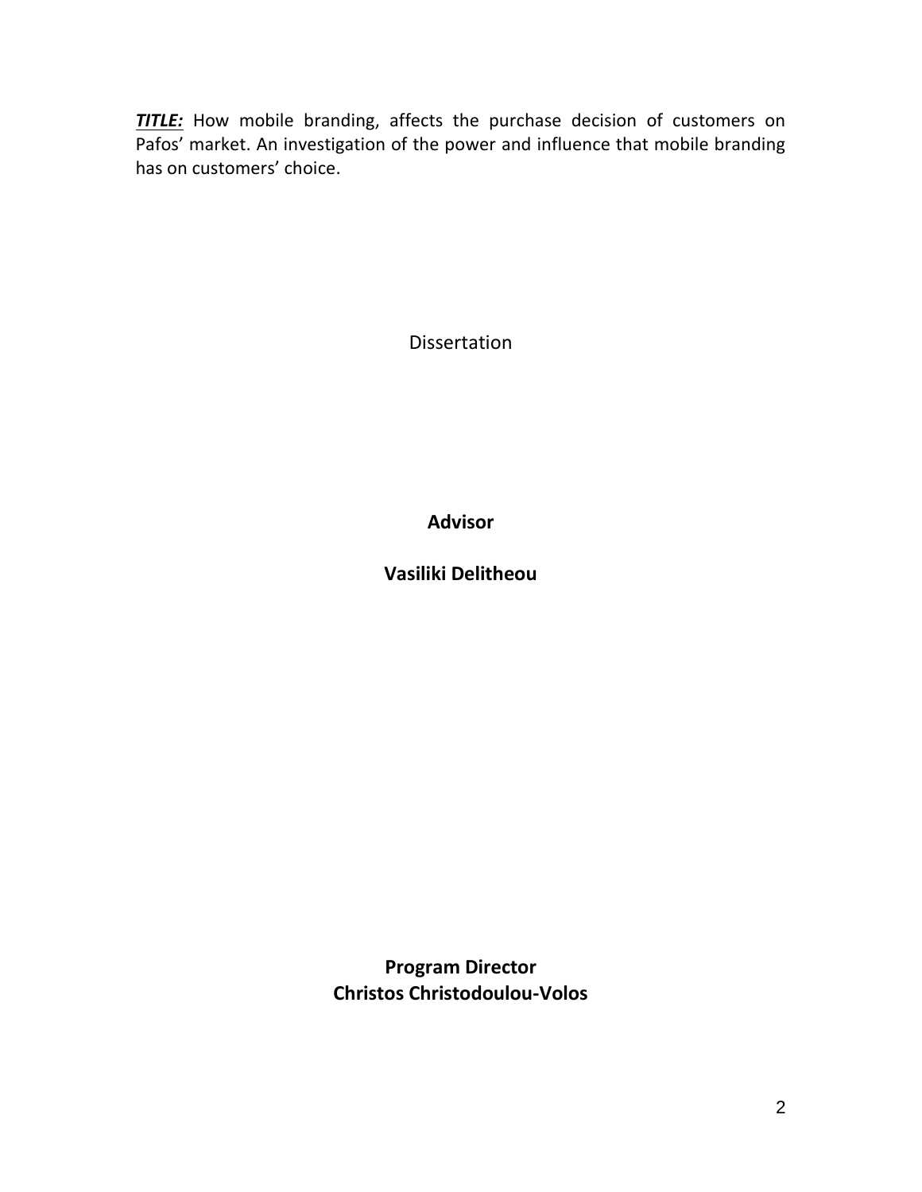***TITLE:*** How mobile branding, affects the purchase decision of customers on Pafos' market. An investigation of the power and influence that mobile branding has on customers' choice.

Dissertation

**Advisor**

**Vasiliki Delitheou**

**Program Director**
**Christos Christodoulou-Volos**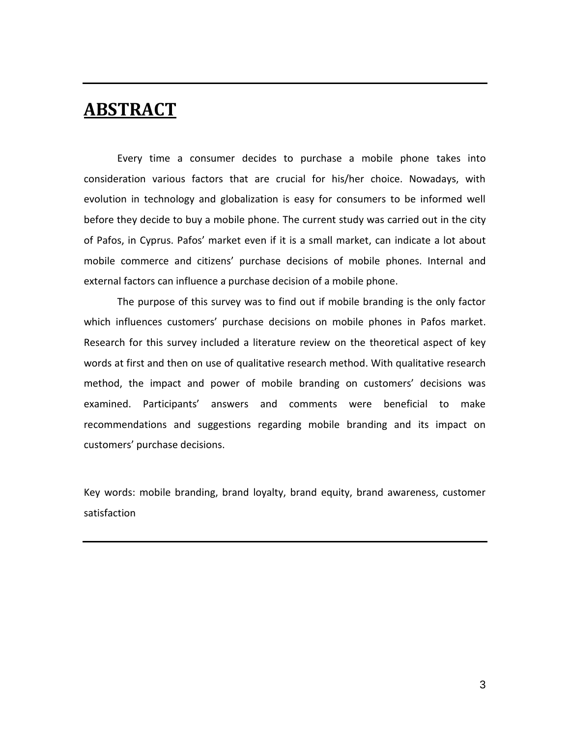# ABSTRACT

Every time a consumer decides to purchase a mobile phone takes into consideration various factors that are crucial for his/her choice. Nowadays, with evolution in technology and globalization is easy for consumers to be informed well before they decide to buy a mobile phone. The current study was carried out in the city of Pafos, in Cyprus. Pafos' market even if it is a small market, can indicate a lot about mobile commerce and citizens' purchase decisions of mobile phones. Internal and external factors can influence a purchase decision of a mobile phone.

The purpose of this survey was to find out if mobile branding is the only factor which influences customers' purchase decisions on mobile phones in Pafos market. Research for this survey included a literature review on the theoretical aspect of key words at first and then on use of qualitative research method. With qualitative research method, the impact and power of mobile branding on customers' decisions was examined. Participants' answers and comments were beneficial to make recommendations and suggestions regarding mobile branding and its impact on customers' purchase decisions.

Key words: mobile branding, brand loyalty, brand equity, brand awareness, customer satisfaction